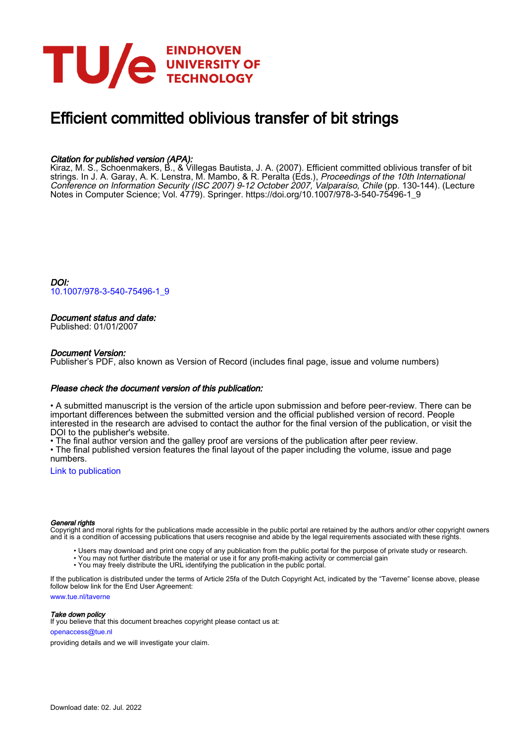# Efficient committed oblivious transfer of bit strings

### *Citation for published version (APA):*

Kiraz, M. S., Schoenmakers, B., & Villegas Bautista, J. A. (2007). Efficient committed oblivious transfer of bit strings. In J. A. Garay, A. K. Lenstra, M. Mambo, & R. Peralta (Eds.), *Proceedings of the 10th International Conference on Information Security (ISC 2007) 9-12 October 2007, Valparaíso, Chile* (pp. 130-144). (Lecture Notes in Computer Science; Vol. 4779). Springer. https://doi.org/10.1007/978-3-540-75496-1_9

### *DOI:*

10.1007/978-3-540-75496-1_9

### *Document status and date:*

Published: 01/01/2007

### *Document Version:*

Publisher's PDF, also known as Version of Record (includes final page, issue and volume numbers)

### *Please check the document version of this publication:*

• A submitted manuscript is the version of the article upon submission and before peer-review. There can be important differences between the submitted version and the official published version of record. People interested in the research are advised to contact the author for the final version of the publication, or visit the DOI to the publisher's website.
• The final author version and the galley proof are versions of the publication after peer review.
• The final published version features the final layout of the paper including the volume, issue and page numbers.

Link to publication

#### *General rights*

Copyright and moral rights for the publications made accessible in the public portal are retained by the authors and/or other copyright owners and it is a condition of accessing publications that users recognise and abide by the legal requirements associated with these rights.

- Users may download and print one copy of any publication from the public portal for the purpose of private study or research.
- You may not further distribute the material or use it for any profit-making activity or commercial gain
- You may freely distribute the URL identifying the publication in the public portal.

If the publication is distributed under the terms of Article 25fa of the Dutch Copyright Act, indicated by the "Taverne" license above, please follow below link for the End User Agreement:

www.tue.nl/taverne

#### *Take down policy*

If you believe that this document breaches copyright please contact us at:

openaccess@tue.nl

providing details and we will investigate your claim.

Download date: 02. Jul. 2022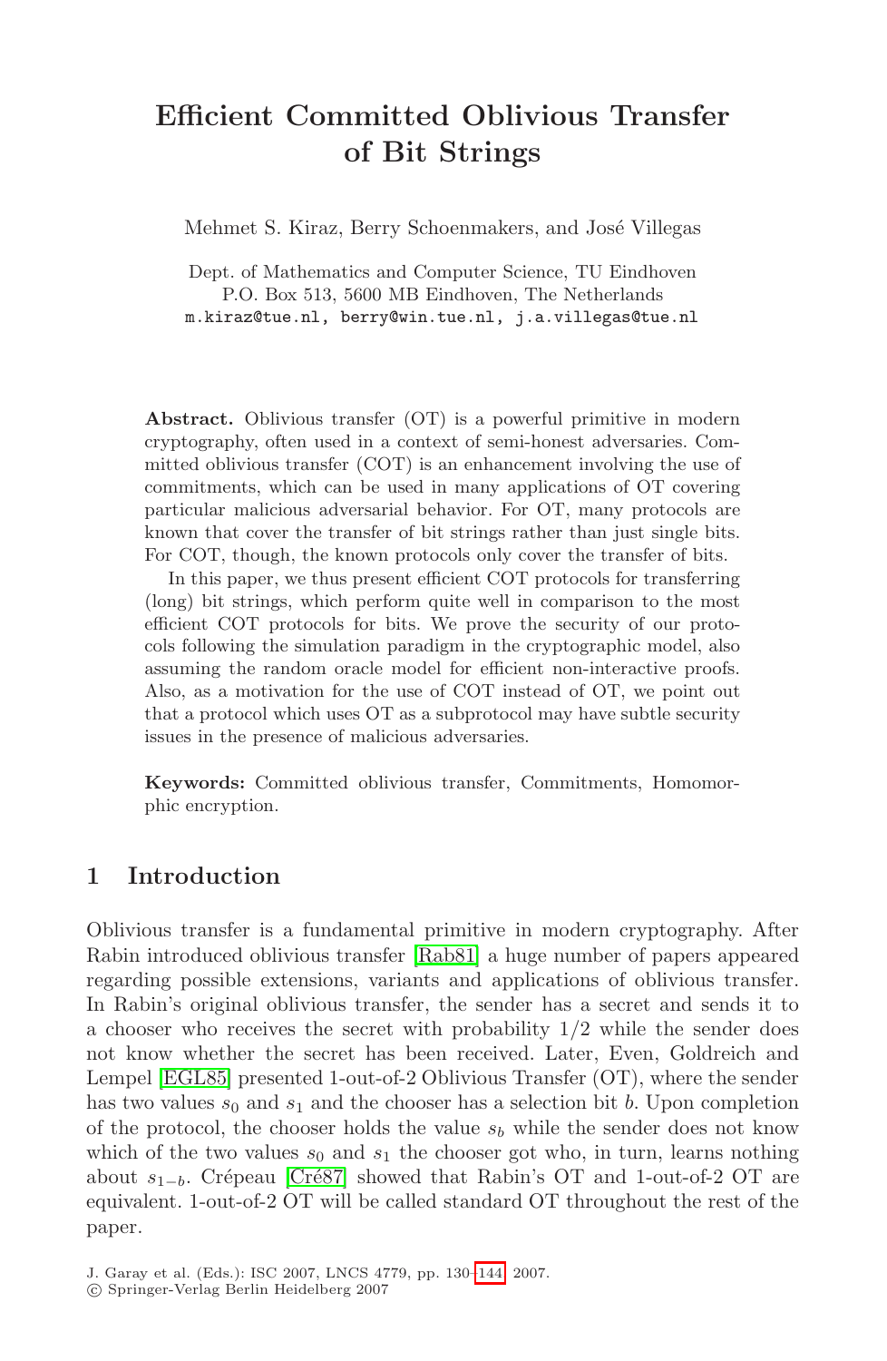# Efficient Committed Oblivious Transfer of Bit Strings

Mehmet S. Kiraz, Berry Schoenmakers, and José Villegas

Dept. of Mathematics and Computer Science, TU Eindhoven
P.O. Box 513, 5600 MB Eindhoven, The Netherlands
m.kiraz@tue.nl, berry@win.tue.nl, j.a.villegas@tue.nl

**Abstract.** Oblivious transfer (OT) is a powerful primitive in modern cryptography, often used in a context of semi-honest adversaries. Committed oblivious transfer (COT) is an enhancement involving the use of commitments, which can be used in many applications of OT covering particular malicious adversarial behavior. For OT, many protocols are known that cover the transfer of bit strings rather than just single bits. For COT, though, the known protocols only cover the transfer of bits.

In this paper, we thus present efficient COT protocols for transferring (long) bit strings, which perform quite well in comparison to the most efficient COT protocols for bits. We prove the security of our protocols following the simulation paradigm in the cryptographic model, also assuming the random oracle model for efficient non-interactive proofs. Also, as a motivation for the use of COT instead of OT, we point out that a protocol which uses OT as a subprotocol may have subtle security issues in the presence of malicious adversaries.

**Keywords:** Committed oblivious transfer, Commitments, Homomorphic encryption.

## 1 Introduction

Oblivious transfer is a fundamental primitive in modern cryptography. After Rabin introduced oblivious transfer [Rab81] a huge number of papers appeared regarding possible extensions, variants and applications of oblivious transfer. In Rabin's original oblivious transfer, the sender has a secret and sends it to a chooser who receives the secret with probability 1/2 while the sender does not know whether the secret has been received. Later, Even, Goldreich and Lempel [EGL85] presented 1-out-of-2 Oblivious Transfer (OT), where the sender has two values $s_0$ and $s_1$ and the chooser has a selection bit $b$. Upon completion of the protocol, the chooser holds the value $s_b$ while the sender does not know which of the two values $s_0$ and $s_1$ the chooser got who, in turn, learns nothing about $s_{1-b}$. Crépeau [Cré87] showed that Rabin's OT and 1-out-of-2 OT are equivalent. 1-out-of-2 OT will be called standard OT throughout the rest of the paper.

J. Garay et al. (Eds.): ISC 2007, LNCS 4779, pp. 130–144, 2007.
© Springer-Verlag Berlin Heidelberg 2007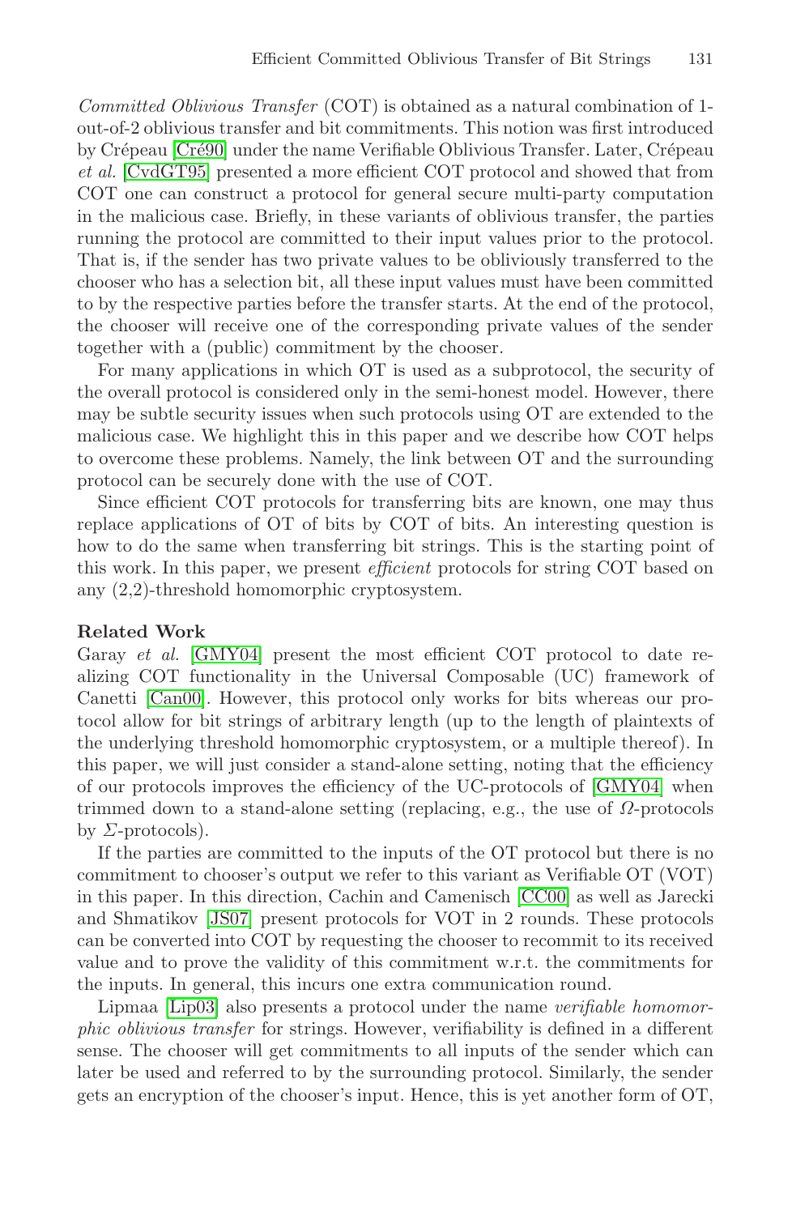*Committed Oblivious Transfer* (COT) is obtained as a natural combination of 1-out-of-2 oblivious transfer and bit commitments. This notion was first introduced by Crépeau [Cré90] under the name Verifiable Oblivious Transfer. Later, Crépeau *et al.* [CvdGT95] presented a more efficient COT protocol and showed that from COT one can construct a protocol for general secure multi-party computation in the malicious case. Briefly, in these variants of oblivious transfer, the parties running the protocol are committed to their input values prior to the protocol. That is, if the sender has two private values to be obliviously transferred to the chooser who has a selection bit, all these input values must have been committed to by the respective parties before the transfer starts. At the end of the protocol, the chooser will receive one of the corresponding private values of the sender together with a (public) commitment by the chooser.

For many applications in which OT is used as a subprotocol, the security of the overall protocol is considered only in the semi-honest model. However, there may be subtle security issues when such protocols using OT are extended to the malicious case. We highlight this in this paper and we describe how COT helps to overcome these problems. Namely, the link between OT and the surrounding protocol can be securely done with the use of COT.

Since efficient COT protocols for transferring bits are known, one may thus replace applications of OT of bits by COT of bits. An interesting question is how to do the same when transferring bit strings. This is the starting point of this work. In this paper, we present *efficient* protocols for string COT based on any (2,2)-threshold homomorphic cryptosystem.

**Related Work**

Garay *et al.* [GMY04] present the most efficient COT protocol to date realizing COT functionality in the Universal Composable (UC) framework of Canetti [Can00]. However, this protocol only works for bits whereas our protocol allow for bit strings of arbitrary length (up to the length of plaintexts of the underlying threshold homomorphic cryptosystem, or a multiple thereof). In this paper, we will just consider a stand-alone setting, noting that the efficiency of our protocols improves the efficiency of the UC-protocols of [GMY04] when trimmed down to a stand-alone setting (replacing, e.g., the use of $\Omega$-protocols by $\Sigma$-protocols).

If the parties are committed to the inputs of the OT protocol but there is no commitment to chooser's output we refer to this variant as Verifiable OT (VOT) in this paper. In this direction, Cachin and Camenisch [CC00] as well as Jarecki and Shmatikov [JS07] present protocols for VOT in 2 rounds. These protocols can be converted into COT by requesting the chooser to recommit to its received value and to prove the validity of this commitment w.r.t. the commitments for the inputs. In general, this incurs one extra communication round.

Lipmaa [Lip03] also presents a protocol under the name *verifiable homomorphic oblivious transfer* for strings. However, verifiability is defined in a different sense. The chooser will get commitments to all inputs of the sender which can later be used and referred to by the surrounding protocol. Similarly, the sender gets an encryption of the chooser's input. Hence, this is yet another form of OT,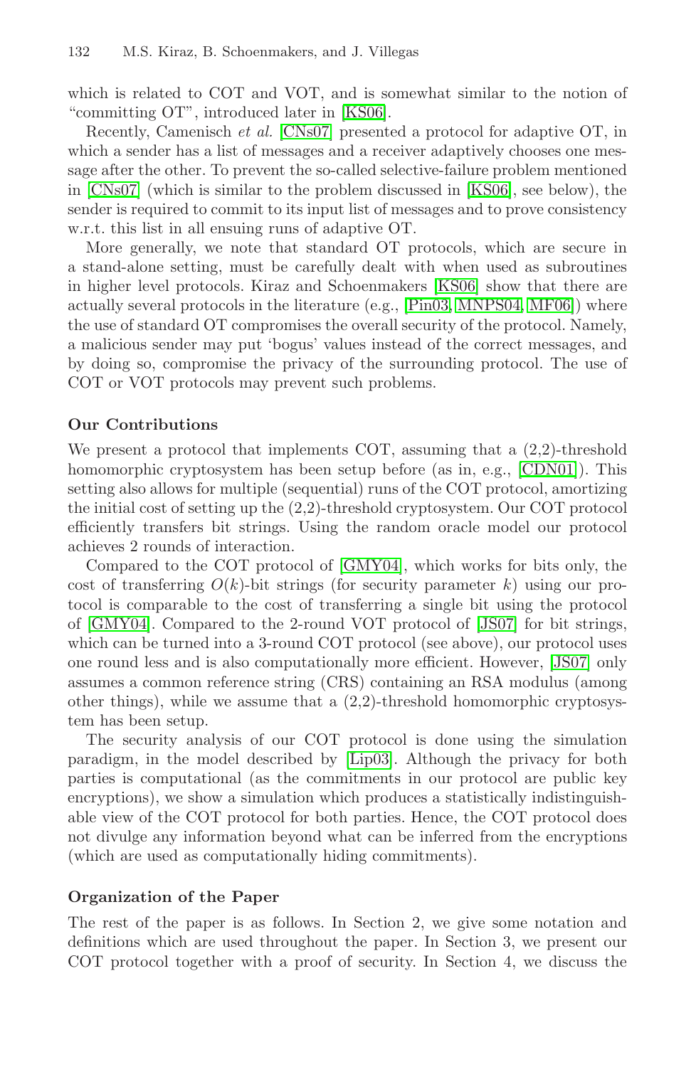which is related to COT and VOT, and is somewhat similar to the notion of "committing OT", introduced later in [KS06].

Recently, Camenisch *et al.* [CNs07] presented a protocol for adaptive OT, in which a sender has a list of messages and a receiver adaptively chooses one message after the other. To prevent the so-called selective-failure problem mentioned in [CNs07] (which is similar to the problem discussed in [KS06], see below), the sender is required to commit to its input list of messages and to prove consistency w.r.t. this list in all ensuing runs of adaptive OT.

More generally, we note that standard OT protocols, which are secure in a stand-alone setting, must be carefully dealt with when used as subroutines in higher level protocols. Kiraz and Schoenmakers [KS06] show that there are actually several protocols in the literature (e.g., [Pin03, MNPS04, MF06]) where the use of standard OT compromises the overall security of the protocol. Namely, a malicious sender may put 'bogus' values instead of the correct messages, and by doing so, compromise the privacy of the surrounding protocol. The use of COT or VOT protocols may prevent such problems.

**Our Contributions**

We present a protocol that implements COT, assuming that a (2,2)-threshold homomorphic cryptosystem has been setup before (as in, e.g., [CDN01]). This setting also allows for multiple (sequential) runs of the COT protocol, amortizing the initial cost of setting up the (2,2)-threshold cryptosystem. Our COT protocol efficiently transfers bit strings. Using the random oracle model our protocol achieves 2 rounds of interaction.

Compared to the COT protocol of [GMY04], which works for bits only, the cost of transferring $O(k)$-bit strings (for security parameter $k$) using our protocol is comparable to the cost of transferring a single bit using the protocol of [GMY04]. Compared to the 2-round VOT protocol of [JS07] for bit strings, which can be turned into a 3-round COT protocol (see above), our protocol uses one round less and is also computationally more efficient. However, [JS07] only assumes a common reference string (CRS) containing an RSA modulus (among other things), while we assume that a (2,2)-threshold homomorphic cryptosystem has been setup.

The security analysis of our COT protocol is done using the simulation paradigm, in the model described by [Lip03]. Although the privacy for both parties is computational (as the commitments in our protocol are public key encryptions), we show a simulation which produces a statistically indistinguishable view of the COT protocol for both parties. Hence, the COT protocol does not divulge any information beyond what can be inferred from the encryptions (which are used as computationally hiding commitments).

**Organization of the Paper**

The rest of the paper is as follows. In Section 2, we give some notation and definitions which are used throughout the paper. In Section 3, we present our COT protocol together with a proof of security. In Section 4, we discuss the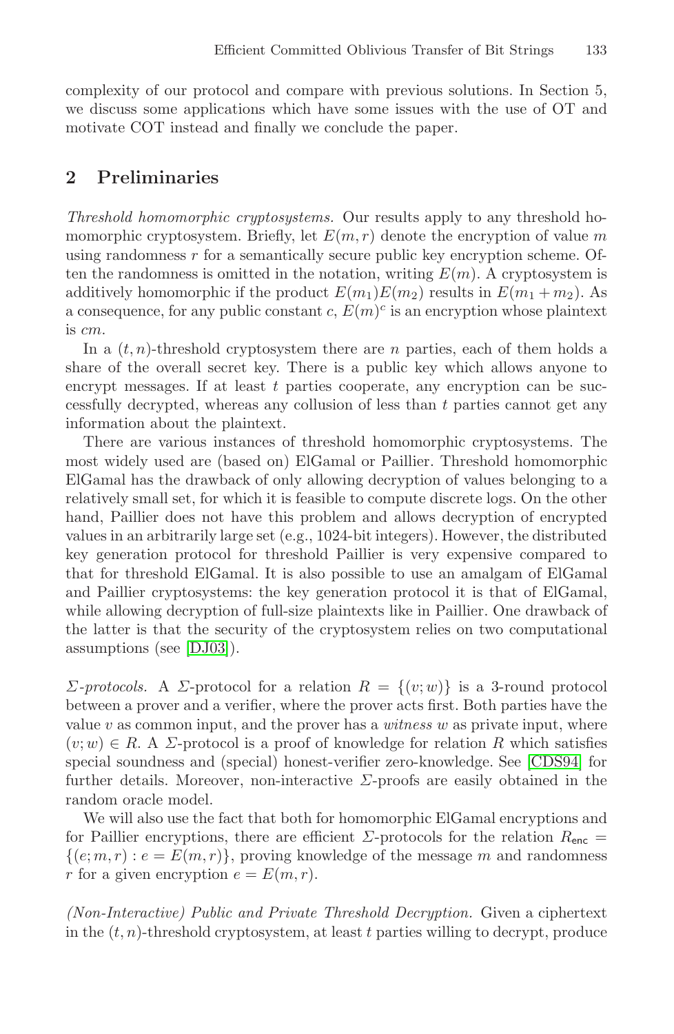complexity of our protocol and compare with previous solutions. In Section 5, we discuss some applications which have some issues with the use of OT and motivate COT instead and finally we conclude the paper.

## 2 Preliminaries

*Threshold homomorphic cryptosystems.* Our results apply to any threshold homomorphic cryptosystem. Briefly, let $E(m, r)$ denote the encryption of value $m$ using randomness $r$ for a semantically secure public key encryption scheme. Often the randomness is omitted in the notation, writing $E(m)$. A cryptosystem is additively homomorphic if the product $E(m_1)E(m_2)$ results in $E(m_1 + m_2)$. As a consequence, for any public constant $c$, $E(m)^c$ is an encryption whose plaintext is $cm$.

In a $(t, n)$-threshold cryptosystem there are $n$ parties, each of them holds a share of the overall secret key. There is a public key which allows anyone to encrypt messages. If at least $t$ parties cooperate, any encryption can be successfully decrypted, whereas any collusion of less than $t$ parties cannot get any information about the plaintext.

There are various instances of threshold homomorphic cryptosystems. The most widely used are (based on) ElGamal or Paillier. Threshold homomorphic ElGamal has the drawback of only allowing decryption of values belonging to a relatively small set, for which it is feasible to compute discrete logs. On the other hand, Paillier does not have this problem and allows decryption of encrypted values in an arbitrarily large set (e.g., 1024-bit integers). However, the distributed key generation protocol for threshold Paillier is very expensive compared to that for threshold ElGamal. It is also possible to use an amalgam of ElGamal and Paillier cryptosystems: the key generation protocol it is that of ElGamal, while allowing decryption of full-size plaintexts like in Paillier. One drawback of the latter is that the security of the cryptosystem relies on two computational assumptions (see [DJ03]).

*Σ-protocols.* A Σ-protocol for a relation $R = \{(v; w)\}$ is a 3-round protocol between a prover and a verifier, where the prover acts first. Both parties have the value $v$ as common input, and the prover has a *witness* $w$ as private input, where $(v; w) \in R$. A Σ-protocol is a proof of knowledge for relation $R$ which satisfies special soundness and (special) honest-verifier zero-knowledge. See [CDS94] for further details. Moreover, non-interactive Σ-proofs are easily obtained in the random oracle model.

We will also use the fact that both for homomorphic ElGamal encryptions and for Paillier encryptions, there are efficient Σ-protocols for the relation $R_{\mathsf{enc}} = \{(e; m, r) : e = E(m, r)\}$, proving knowledge of the message $m$ and randomness $r$ for a given encryption $e = E(m, r)$.

*(Non-Interactive) Public and Private Threshold Decryption.* Given a ciphertext in the $(t, n)$-threshold cryptosystem, at least $t$ parties willing to decrypt, produce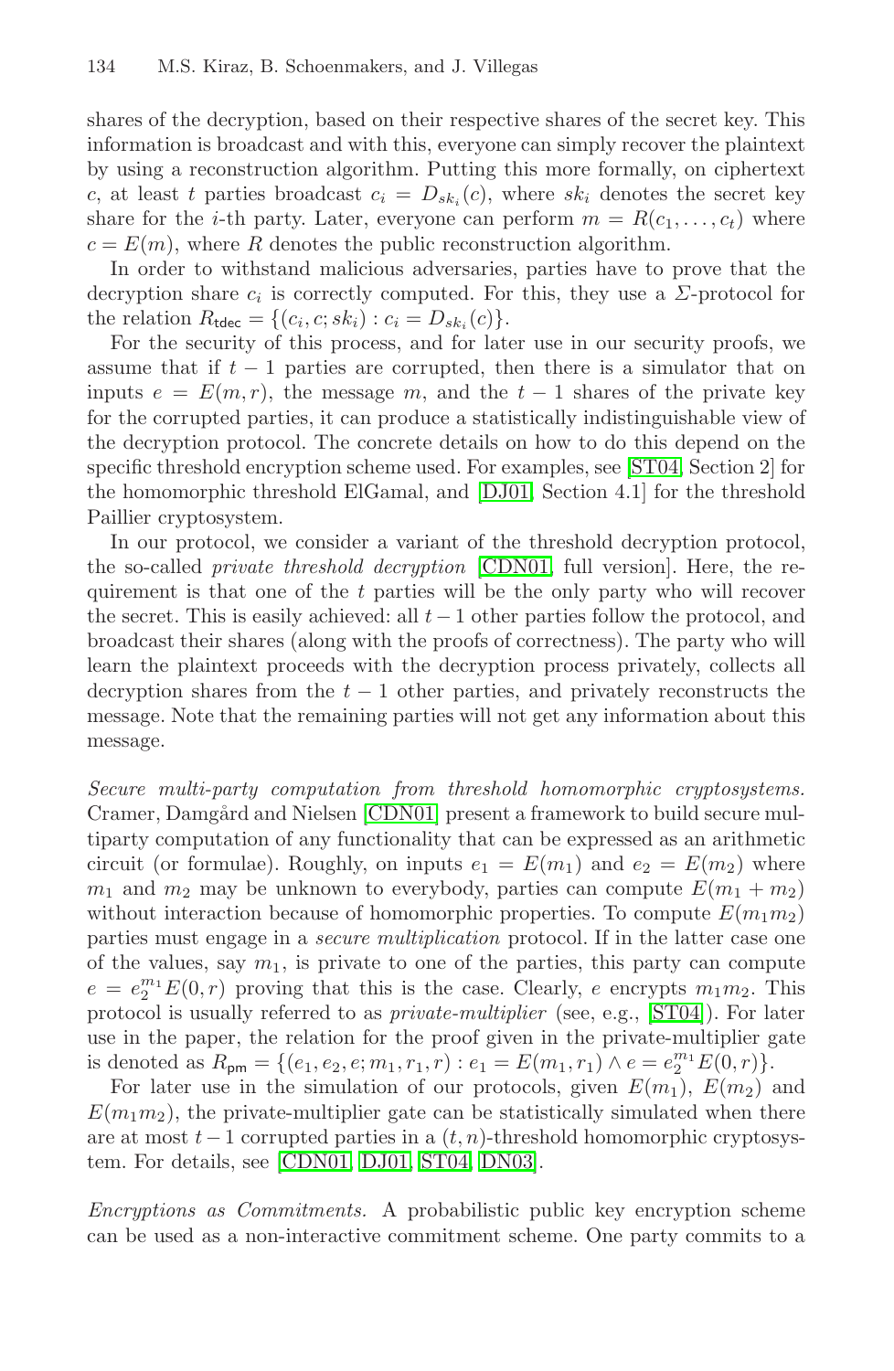shares of the decryption, based on their respective shares of the secret key. This information is broadcast and with this, everyone can simply recover the plaintext by using a reconstruction algorithm. Putting this more formally, on ciphertext $c$, at least $t$ parties broadcast $c_i = D_{sk_i}(c)$, where $sk_i$ denotes the secret key share for the $i$-th party. Later, everyone can perform $m = R(c_1, \ldots, c_t)$ where $c = E(m)$, where $R$ denotes the public reconstruction algorithm.

In order to withstand malicious adversaries, parties have to prove that the decryption share $c_i$ is correctly computed. For this, they use a $\Sigma$-protocol for the relation $R_{\mathsf{tdec}} = \{(c_i, c; sk_i) : c_i = D_{sk_i}(c)\}$.

For the security of this process, and for later use in our security proofs, we assume that if $t-1$ parties are corrupted, then there is a simulator that on inputs $e = E(m, r)$, the message $m$, and the $t-1$ shares of the private key for the corrupted parties, it can produce a statistically indistinguishable view of the decryption protocol. The concrete details on how to do this depend on the specific threshold encryption scheme used. For examples, see [ST04, Section 2] for the homomorphic threshold ElGamal, and [DJ01, Section 4.1] for the threshold Paillier cryptosystem.

In our protocol, we consider a variant of the threshold decryption protocol, the so-called *private threshold decryption* [CDN01, full version]. Here, the requirement is that one of the $t$ parties will be the only party who will recover the secret. This is easily achieved: all $t-1$ other parties follow the protocol, and broadcast their shares (along with the proofs of correctness). The party who will learn the plaintext proceeds with the decryption process privately, collects all decryption shares from the $t-1$ other parties, and privately reconstructs the message. Note that the remaining parties will not get any information about this message.

*Secure multi-party computation from threshold homomorphic cryptosystems.* Cramer, Damgård and Nielsen [CDN01] present a framework to build secure multiparty computation of any functionality that can be expressed as an arithmetic circuit (or formulae). Roughly, on inputs $e_1 = E(m_1)$ and $e_2 = E(m_2)$ where $m_1$ and $m_2$ may be unknown to everybody, parties can compute $E(m_1 + m_2)$ without interaction because of homomorphic properties. To compute $E(m_1 m_2)$ parties must engage in a *secure multiplication* protocol. If in the latter case one of the values, say $m_1$, is private to one of the parties, this party can compute $e = e_2^{m_1} E(0, r)$ proving that this is the case. Clearly, $e$ encrypts $m_1 m_2$. This protocol is usually referred to as *private-multiplier* (see, e.g., [ST04]). For later use in the paper, the relation for the proof given in the private-multiplier gate is denoted as $R_{\mathsf{pm}} = \{(e_1, e_2, e; m_1, r_1, r) : e_1 = E(m_1, r_1) \wedge e = e_2^{m_1} E(0, r)\}$.

For later use in the simulation of our protocols, given $E(m_1)$, $E(m_2)$ and $E(m_1 m_2)$, the private-multiplier gate can be statistically simulated when there are at most $t-1$ corrupted parties in a $(t, n)$-threshold homomorphic cryptosystem. For details, see [CDN01, DJ01, ST04, DN03].

*Encryptions as Commitments.* A probabilistic public key encryption scheme can be used as a non-interactive commitment scheme. One party commits to a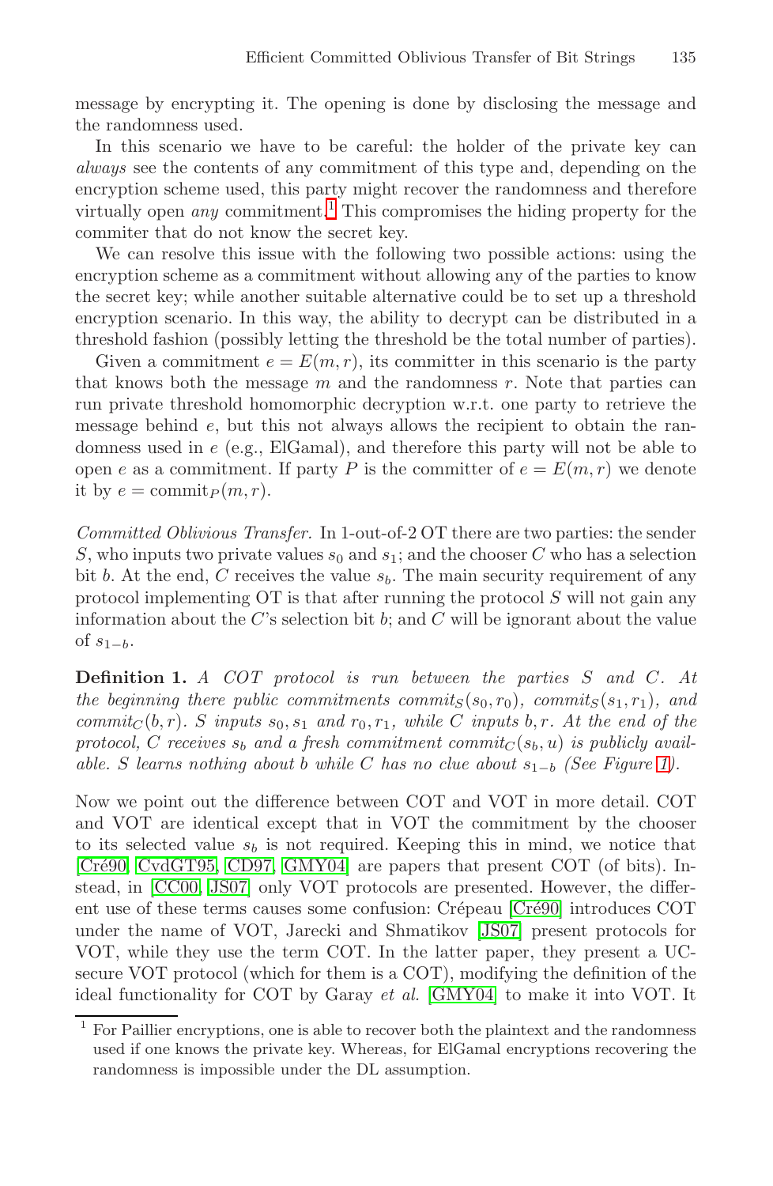message by encrypting it. The opening is done by disclosing the message and the randomness used.

In this scenario we have to be careful: the holder of the private key can *always* see the contents of any commitment of this type and, depending on the encryption scheme used, this party might recover the randomness and therefore virtually open *any* commitment.[1] This compromises the hiding property for the commiter that do not know the secret key.

We can resolve this issue with the following two possible actions: using the encryption scheme as a commitment without allowing any of the parties to know the secret key; while another suitable alternative could be to set up a threshold encryption scenario. In this way, the ability to decrypt can be distributed in a threshold fashion (possibly letting the threshold be the total number of parties).

Given a commitment $e = E(m, r)$, its committer in this scenario is the party that knows both the message $m$ and the randomness $r$. Note that parties can run private threshold homomorphic decryption w.r.t. one party to retrieve the message behind $e$, but this not always allows the recipient to obtain the randomness used in $e$ (e.g., ElGamal), and therefore this party will not be able to open $e$ as a commitment. If party $P$ is the committer of $e = E(m, r)$ we denote it by $e = \text{commit}_P(m, r)$.

*Committed Oblivious Transfer.* In 1-out-of-2 OT there are two parties: the sender $S$, who inputs two private values $s_0$ and $s_1$; and the chooser $C$ who has a selection bit $b$. At the end, $C$ receives the value $s_b$. The main security requirement of any protocol implementing OT is that after running the protocol $S$ will not gain any information about the $C$'s selection bit $b$; and $C$ will be ignorant about the value of $s_{1-b}$.

**Definition 1.** *A COT protocol is run between the parties $S$ and $C$. At the beginning there public commitments $commit_S(s_0, r_0)$, $commit_S(s_1, r_1)$, and $commit_C(b, r)$. $S$ inputs $s_0, s_1$ and $r_0, r_1$, while $C$ inputs $b, r$. At the end of the protocol, $C$ receives $s_b$ and a fresh commitment $commit_C(s_b, u)$ is publicly available. $S$ learns nothing about $b$ while $C$ has no clue about $s_{1-b}$ (See Figure 1).*

Now we point out the difference between COT and VOT in more detail. COT and VOT are identical except that in VOT the commitment by the chooser to its selected value $s_b$ is not required. Keeping this in mind, we notice that [Cré90, CvdGT95, CD97, GMY04] are papers that present COT (of bits). Instead, in [CC00, JS07] only VOT protocols are presented. However, the different use of these terms causes some confusion: Crépeau [Cré90] introduces COT under the name of VOT, Jarecki and Shmatikov [JS07] present protocols for VOT, while they use the term COT. In the latter paper, they present a UC-secure VOT protocol (which for them is a COT), modifying the definition of the ideal functionality for COT by Garay *et al.* [GMY04] to make it into VOT. It

[1] For Paillier encryptions, one is able to recover both the plaintext and the randomness used if one knows the private key. Whereas, for ElGamal encryptions recovering the randomness is impossible under the DL assumption.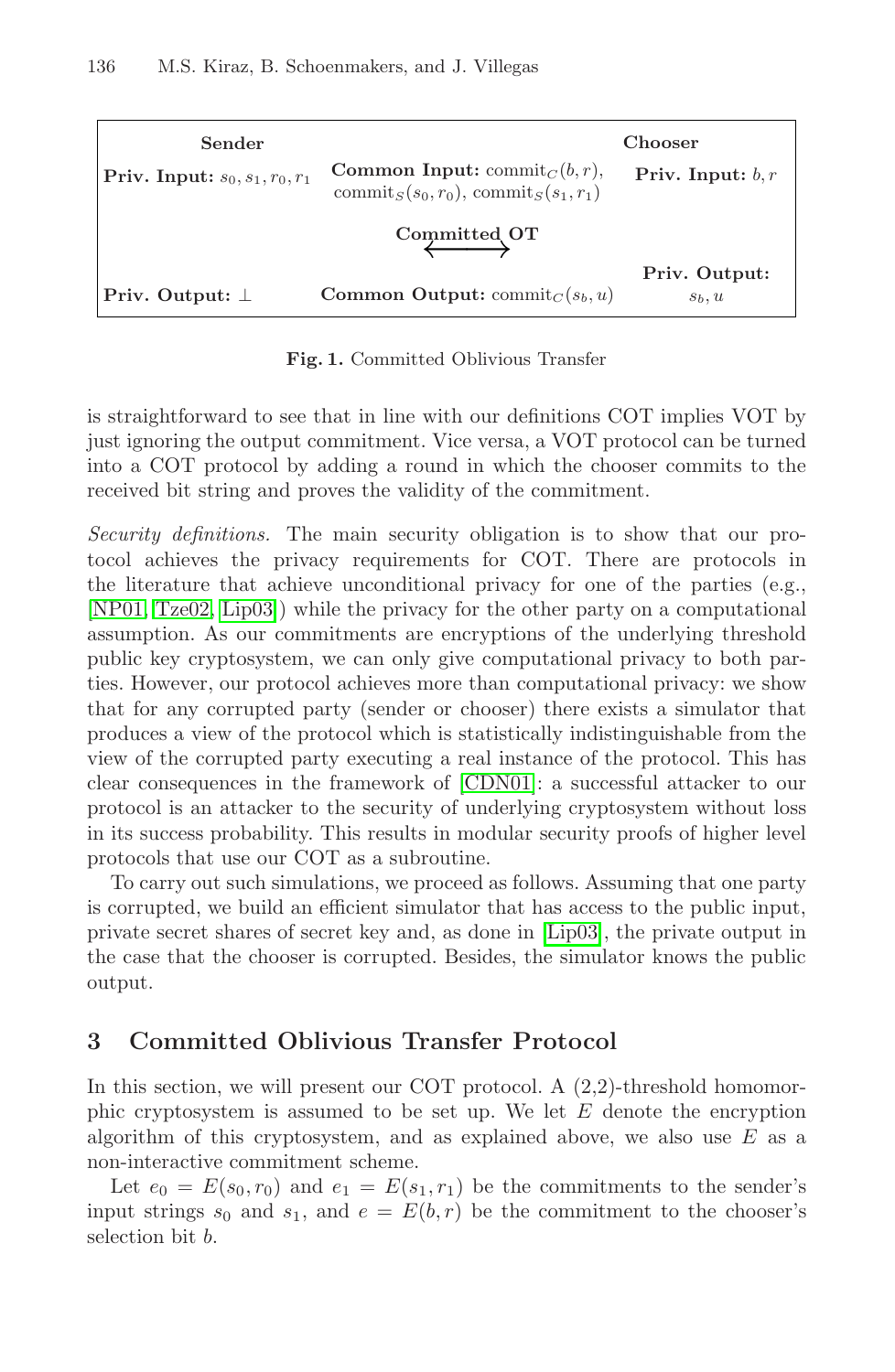| Sender | | Chooser |
| --- | --- | --- |
| **Priv. Input:** $s_0, s_1, r_0, r_1$ | **Common Input:** $\text{commit}_C(b, r)$, $\text{commit}_S(s_0, r_0)$, $\text{commit}_S(s_1, r_1)$ | **Priv. Input:** $b, r$ |
| | **Committed OT** $\longleftrightarrow$ | |
| **Priv. Output:** $\perp$ | **Common Output:** $\text{commit}_C(s_b, u)$ | **Priv. Output:** $s_b, u$ |

**Fig. 1.** Committed Oblivious Transfer

is straightforward to see that in line with our definitions COT implies VOT by just ignoring the output commitment. Vice versa, a VOT protocol can be turned into a COT protocol by adding a round in which the chooser commits to the received bit string and proves the validity of the commitment.

*Security definitions.* The main security obligation is to show that our protocol achieves the privacy requirements for COT. There are protocols in the literature that achieve unconditional privacy for one of the parties (e.g., [NP01, Tze02, Lip03]) while the privacy for the other party on a computational assumption. As our commitments are encryptions of the underlying threshold public key cryptosystem, we can only give computational privacy to both parties. However, our protocol achieves more than computational privacy: we show that for any corrupted party (sender or chooser) there exists a simulator that produces a view of the protocol which is statistically indistinguishable from the view of the corrupted party executing a real instance of the protocol. This has clear consequences in the framework of [CDN01]: a successful attacker to our protocol is an attacker to the security of underlying cryptosystem without loss in its success probability. This results in modular security proofs of higher level protocols that use our COT as a subroutine.

To carry out such simulations, we proceed as follows. Assuming that one party is corrupted, we build an efficient simulator that has access to the public input, private secret shares of secret key and, as done in [Lip03], the private output in the case that the chooser is corrupted. Besides, the simulator knows the public output.

## 3 Committed Oblivious Transfer Protocol

In this section, we will present our COT protocol. A (2,2)-threshold homomorphic cryptosystem is assumed to be set up. We let $E$ denote the encryption algorithm of this cryptosystem, and as explained above, we also use $E$ as a non-interactive commitment scheme.

Let $e_0 = E(s_0, r_0)$ and $e_1 = E(s_1, r_1)$ be the commitments to the sender's input strings $s_0$ and $s_1$, and $e = E(b, r)$ be the commitment to the chooser's selection bit $b$.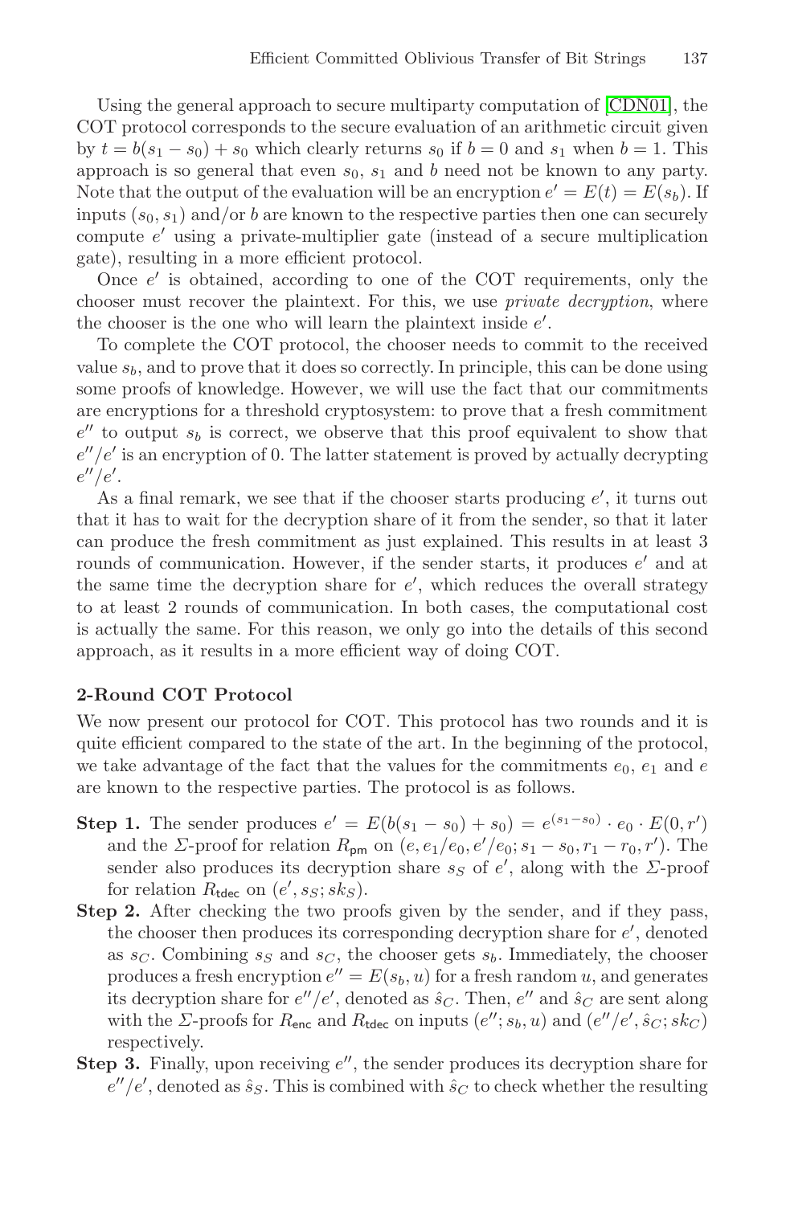Using the general approach to secure multiparty computation of [CDN01], the COT protocol corresponds to the secure evaluation of an arithmetic circuit given by $t = b(s_1 - s_0) + s_0$ which clearly returns $s_0$ if $b = 0$ and $s_1$ when $b = 1$. This approach is so general that even $s_0$, $s_1$ and $b$ need not be known to any party. Note that the output of the evaluation will be an encryption $e' = E(t) = E(s_b)$. If inputs $(s_0, s_1)$ and/or $b$ are known to the respective parties then one can securely compute $e'$ using a private-multiplier gate (instead of a secure multiplication gate), resulting in a more efficient protocol.

Once $e'$ is obtained, according to one of the COT requirements, only the chooser must recover the plaintext. For this, we use *private decryption*, where the chooser is the one who will learn the plaintext inside $e'$.

To complete the COT protocol, the chooser needs to commit to the received value $s_b$, and to prove that it does so correctly. In principle, this can be done using some proofs of knowledge. However, we will use the fact that our commitments are encryptions for a threshold cryptosystem: to prove that a fresh commitment $e''$ to output $s_b$ is correct, we observe that this proof equivalent to show that $e''/e'$ is an encryption of 0. The latter statement is proved by actually decrypting $e''/e'$.

As a final remark, we see that if the chooser starts producing $e'$, it turns out that it has to wait for the decryption share of it from the sender, so that it later can produce the fresh commitment as just explained. This results in at least 3 rounds of communication. However, if the sender starts, it produces $e'$ and at the same time the decryption share for $e'$, which reduces the overall strategy to at least 2 rounds of communication. In both cases, the computational cost is actually the same. For this reason, we only go into the details of this second approach, as it results in a more efficient way of doing COT.

**2-Round COT Protocol**

We now present our protocol for COT. This protocol has two rounds and it is quite efficient compared to the state of the art. In the beginning of the protocol, we take advantage of the fact that the values for the commitments $e_0$, $e_1$ and $e$ are known to the respective parties. The protocol is as follows.

**Step 1.** The sender produces $e' = E(b(s_1 - s_0) + s_0) = e^{(s_1 - s_0)} \cdot e_0 \cdot E(0, r')$ and the $\Sigma$-proof for relation $R_{\mathsf{pm}}$ on $(e, e_1/e_0, e'/e_0; s_1 - s_0, r_1 - r_0, r')$. The sender also produces its decryption share $s_S$ of $e'$, along with the $\Sigma$-proof for relation $R_{\mathsf{tdec}}$ on $(e', s_S; sk_S)$.

**Step 2.** After checking the two proofs given by the sender, and if they pass, the chooser then produces its corresponding decryption share for $e'$, denoted as $s_C$. Combining $s_S$ and $s_C$, the chooser gets $s_b$. Immediately, the chooser produces a fresh encryption $e'' = E(s_b, u)$ for a fresh random $u$, and generates its decryption share for $e''/e'$, denoted as $\hat{s}_C$. Then, $e''$ and $\hat{s}_C$ are sent along with the $\Sigma$-proofs for $R_{\mathsf{enc}}$ and $R_{\mathsf{tdec}}$ on inputs $(e''; s_b, u)$ and $(e''/e', \hat{s}_C; sk_C)$ respectively.

**Step 3.** Finally, upon receiving $e''$, the sender produces its decryption share for $e''/e'$, denoted as $\hat{s}_S$. This is combined with $\hat{s}_C$ to check whether the resulting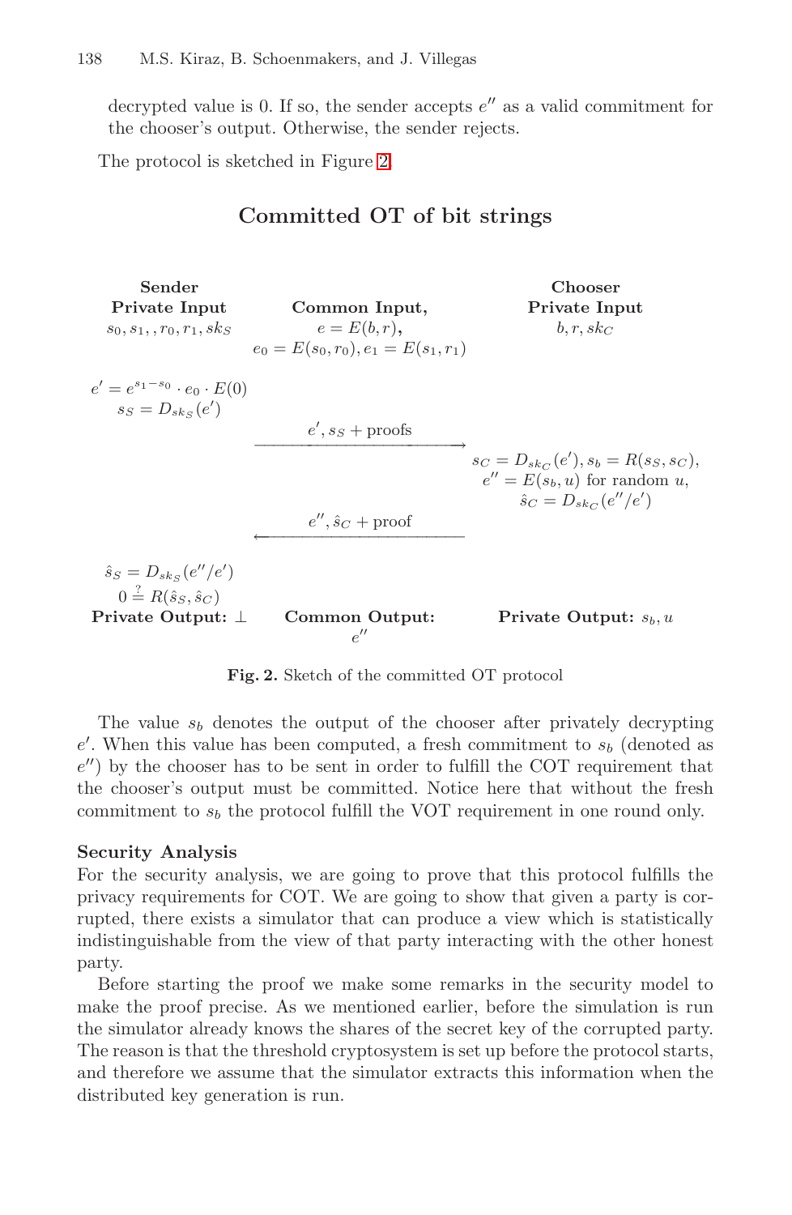decrypted value is 0. If so, the sender accepts $e''$ as a valid commitment for the chooser's output. Otherwise, the sender rejects.

The protocol is sketched in Figure 2.

### Committed OT of bit strings

| Sender Private Input | Common Input, | Chooser Private Input |
|---|---|---|
| $s_0, s_1, , r_0, r_1, sk_S$ | $e = E(b, r)$, $e_0 = E(s_0, r_0), e_1 = E(s_1, r_1)$ | $b, r, sk_C$ |

Sender: $e' = e^{s_1 - s_0} \cdot e_0 \cdot E(0)$, $s_S = D_{sk_S}(e')$

Sender → Chooser: $e', s_S$ + proofs

Chooser: $s_C = D_{sk_C}(e'), s_b = R(s_S, s_C)$, $e'' = E(s_b, u)$ for random $u$, $\hat{s}_C = D_{sk_C}(e''/e')$

Chooser → Sender: $e'', \hat{s}_C$ + proof

Sender: $\hat{s}_S = D_{sk_S}(e''/e')$, $0 \stackrel{?}{=} R(\hat{s}_S, \hat{s}_C)$

| **Private Output:** $\perp$ | **Common Output:** $e''$ | **Private Output:** $s_b, u$ |
|---|---|---|

**Fig. 2.** Sketch of the committed OT protocol

The value $s_b$ denotes the output of the chooser after privately decrypting $e'$. When this value has been computed, a fresh commitment to $s_b$ (denoted as $e''$) by the chooser has to be sent in order to fulfill the COT requirement that the chooser's output must be committed. Notice here that without the fresh commitment to $s_b$ the protocol fulfill the VOT requirement in one round only.

**Security Analysis**

For the security analysis, we are going to prove that this protocol fulfills the privacy requirements for COT. We are going to show that given a party is corrupted, there exists a simulator that can produce a view which is statistically indistinguishable from the view of that party interacting with the other honest party.

Before starting the proof we make some remarks in the security model to make the proof precise. As we mentioned earlier, before the simulation is run the simulator already knows the shares of the secret key of the corrupted party. The reason is that the threshold cryptosystem is set up before the protocol starts, and therefore we assume that the simulator extracts this information when the distributed key generation is run.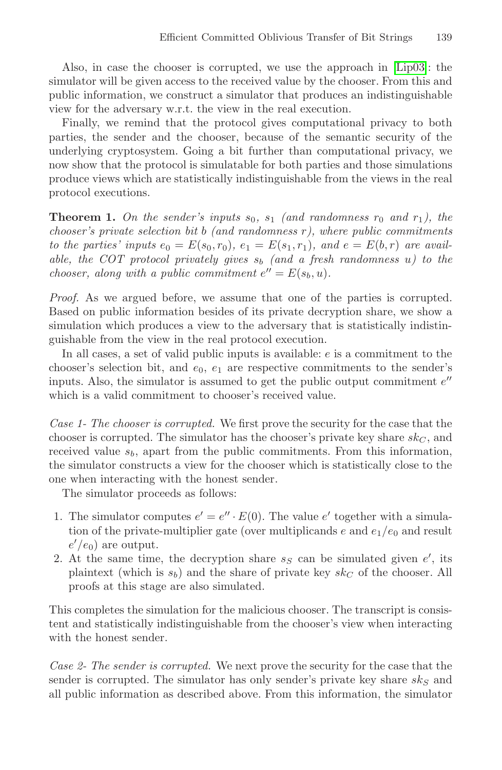Also, in case the chooser is corrupted, we use the approach in [Lip03]: the simulator will be given access to the received value by the chooser. From this and public information, we construct a simulator that produces an indistinguishable view for the adversary w.r.t. the view in the real execution.

Finally, we remind that the protocol gives computational privacy to both parties, the sender and the chooser, because of the semantic security of the underlying cryptosystem. Going a bit further than computational privacy, we now show that the protocol is simulatable for both parties and those simulations produce views which are statistically indistinguishable from the views in the real protocol executions.

**Theorem 1.** *On the sender's inputs $s_0$, $s_1$ (and randomness $r_0$ and $r_1$), the chooser's private selection bit $b$ (and randomness $r$), where public commitments to the parties' inputs $e_0 = E(s_0, r_0)$, $e_1 = E(s_1, r_1)$, and $e = E(b, r)$ are available, the COT protocol privately gives $s_b$ (and a fresh randomness $u$) to the chooser, along with a public commitment $e'' = E(s_b, u)$.*

*Proof.* As we argued before, we assume that one of the parties is corrupted. Based on public information besides of its private decryption share, we show a simulation which produces a view to the adversary that is statistically indistinguishable from the view in the real protocol execution.

In all cases, a set of valid public inputs is available: $e$ is a commitment to the chooser's selection bit, and $e_0$, $e_1$ are respective commitments to the sender's inputs. Also, the simulator is assumed to get the public output commitment $e''$ which is a valid commitment to chooser's received value.

*Case 1- The chooser is corrupted.* We first prove the security for the case that the chooser is corrupted. The simulator has the chooser's private key share $sk_C$, and received value $s_b$, apart from the public commitments. From this information, the simulator constructs a view for the chooser which is statistically close to the one when interacting with the honest sender.

The simulator proceeds as follows:

1. The simulator computes $e' = e'' \cdot E(0)$. The value $e'$ together with a simulation of the private-multiplier gate (over multiplicands $e$ and $e_1/e_0$ and result $e'/e_0$) are output.
2. At the same time, the decryption share $s_S$ can be simulated given $e'$, its plaintext (which is $s_b$) and the share of private key $sk_C$ of the chooser. All proofs at this stage are also simulated.

This completes the simulation for the malicious chooser. The transcript is consistent and statistically indistinguishable from the chooser's view when interacting with the honest sender.

*Case 2- The sender is corrupted.* We next prove the security for the case that the sender is corrupted. The simulator has only sender's private key share $sk_S$ and all public information as described above. From this information, the simulator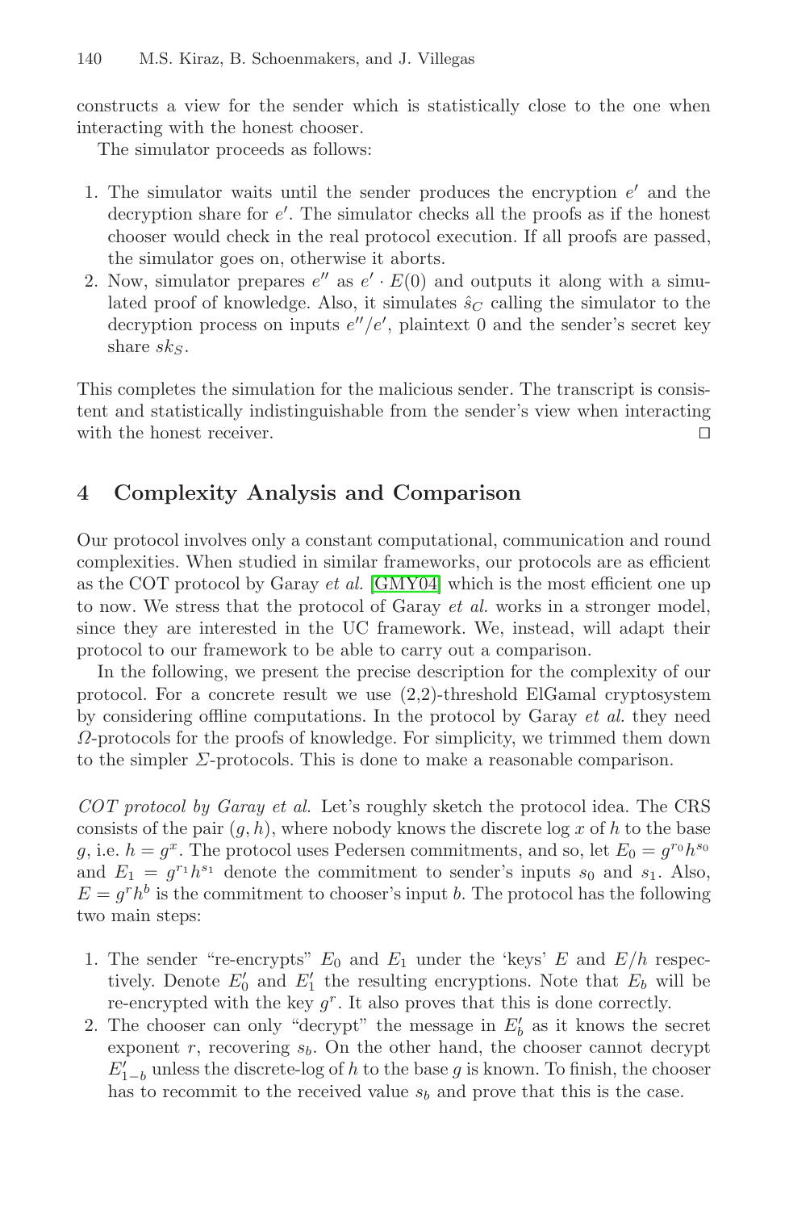constructs a view for the sender which is statistically close to the one when interacting with the honest chooser.

The simulator proceeds as follows:

1. The simulator waits until the sender produces the encryption $e'$ and the decryption share for $e'$. The simulator checks all the proofs as if the honest chooser would check in the real protocol execution. If all proofs are passed, the simulator goes on, otherwise it aborts.
2. Now, simulator prepares $e''$ as $e' \cdot E(0)$ and outputs it along with a simulated proof of knowledge. Also, it simulates $\hat{s}_C$ calling the simulator to the decryption process on inputs $e''/e'$, plaintext 0 and the sender's secret key share $sk_S$.

This completes the simulation for the malicious sender. The transcript is consistent and statistically indistinguishable from the sender's view when interacting with the honest receiver. □

## 4 Complexity Analysis and Comparison

Our protocol involves only a constant computational, communication and round complexities. When studied in similar frameworks, our protocols are as efficient as the COT protocol by Garay *et al.* [GMY04] which is the most efficient one up to now. We stress that the protocol of Garay *et al.* works in a stronger model, since they are interested in the UC framework. We, instead, will adapt their protocol to our framework to be able to carry out a comparison.

In the following, we present the precise description for the complexity of our protocol. For a concrete result we use (2,2)-threshold ElGamal cryptosystem by considering offline computations. In the protocol by Garay *et al.* they need $\Omega$-protocols for the proofs of knowledge. For simplicity, we trimmed them down to the simpler $\Sigma$-protocols. This is done to make a reasonable comparison.

*COT protocol by Garay et al.* Let's roughly sketch the protocol idea. The CRS consists of the pair $(g, h)$, where nobody knows the discrete log $x$ of $h$ to the base $g$, i.e. $h = g^x$. The protocol uses Pedersen commitments, and so, let $E_0 = g^{r_0}h^{s_0}$ and $E_1 = g^{r_1}h^{s_1}$ denote the commitment to sender's inputs $s_0$ and $s_1$. Also, $E = g^r h^b$ is the commitment to chooser's input $b$. The protocol has the following two main steps:

1. The sender "re-encrypts" $E_0$ and $E_1$ under the 'keys' $E$ and $E/h$ respectively. Denote $E_0'$ and $E_1'$ the resulting encryptions. Note that $E_b$ will be re-encrypted with the key $g^r$. It also proves that this is done correctly.
2. The chooser can only "decrypt" the message in $E_b'$ as it knows the secret exponent $r$, recovering $s_b$. On the other hand, the chooser cannot decrypt $E_{1-b}'$ unless the discrete-log of $h$ to the base $g$ is known. To finish, the chooser has to recommit to the received value $s_b$ and prove that this is the case.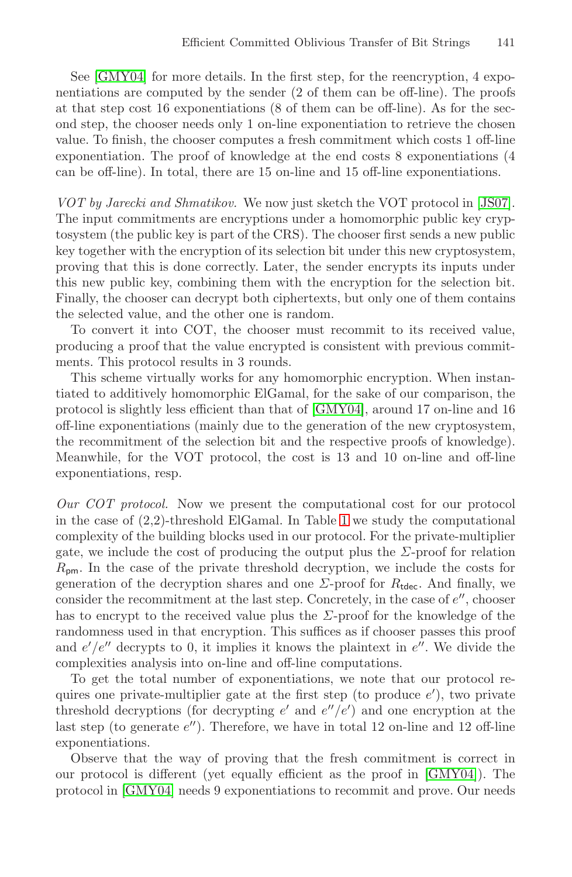See [GMY04] for more details. In the first step, for the reencryption, 4 exponentiations are computed by the sender (2 of them can be off-line). The proofs at that step cost 16 exponentiations (8 of them can be off-line). As for the second step, the chooser needs only 1 on-line exponentiation to retrieve the chosen value. To finish, the chooser computes a fresh commitment which costs 1 off-line exponentiation. The proof of knowledge at the end costs 8 exponentiations (4 can be off-line). In total, there are 15 on-line and 15 off-line exponentiations.

*VOT by Jarecki and Shmatikov.* We now just sketch the VOT protocol in [JS07]. The input commitments are encryptions under a homomorphic public key cryptosystem (the public key is part of the CRS). The chooser first sends a new public key together with the encryption of its selection bit under this new cryptosystem, proving that this is done correctly. Later, the sender encrypts its inputs under this new public key, combining them with the encryption for the selection bit. Finally, the chooser can decrypt both ciphertexts, but only one of them contains the selected value, and the other one is random.

To convert it into COT, the chooser must recommit to its received value, producing a proof that the value encrypted is consistent with previous commitments. This protocol results in 3 rounds.

This scheme virtually works for any homomorphic encryption. When instantiated to additively homomorphic ElGamal, for the sake of our comparison, the protocol is slightly less efficient than that of [GMY04], around 17 on-line and 16 off-line exponentiations (mainly due to the generation of the new cryptosystem, the recommitment of the selection bit and the respective proofs of knowledge). Meanwhile, for the VOT protocol, the cost is 13 and 10 on-line and off-line exponentiations, resp.

*Our COT protocol.* Now we present the computational cost for our protocol in the case of (2,2)-threshold ElGamal. In Table 1 we study the computational complexity of the building blocks used in our protocol. For the private-multiplier gate, we include the cost of producing the output plus the $\Sigma$-proof for relation $R_{\mathsf{pm}}$. In the case of the private threshold decryption, we include the costs for generation of the decryption shares and one $\Sigma$-proof for $R_{\mathsf{tdec}}$. And finally, we consider the recommitment at the last step. Concretely, in the case of $e''$, chooser has to encrypt to the received value plus the $\Sigma$-proof for the knowledge of the randomness used in that encryption. This suffices as if chooser passes this proof and $e'/e''$ decrypts to 0, it implies it knows the plaintext in $e''$. We divide the complexities analysis into on-line and off-line computations.

To get the total number of exponentiations, we note that our protocol requires one private-multiplier gate at the first step (to produce $e'$), two private threshold decryptions (for decrypting $e'$ and $e''/e'$) and one encryption at the last step (to generate $e''$). Therefore, we have in total 12 on-line and 12 off-line exponentiations.

Observe that the way of proving that the fresh commitment is correct in our protocol is different (yet equally efficient as the proof in [GMY04]). The protocol in [GMY04] needs 9 exponentiations to recommit and prove. Our needs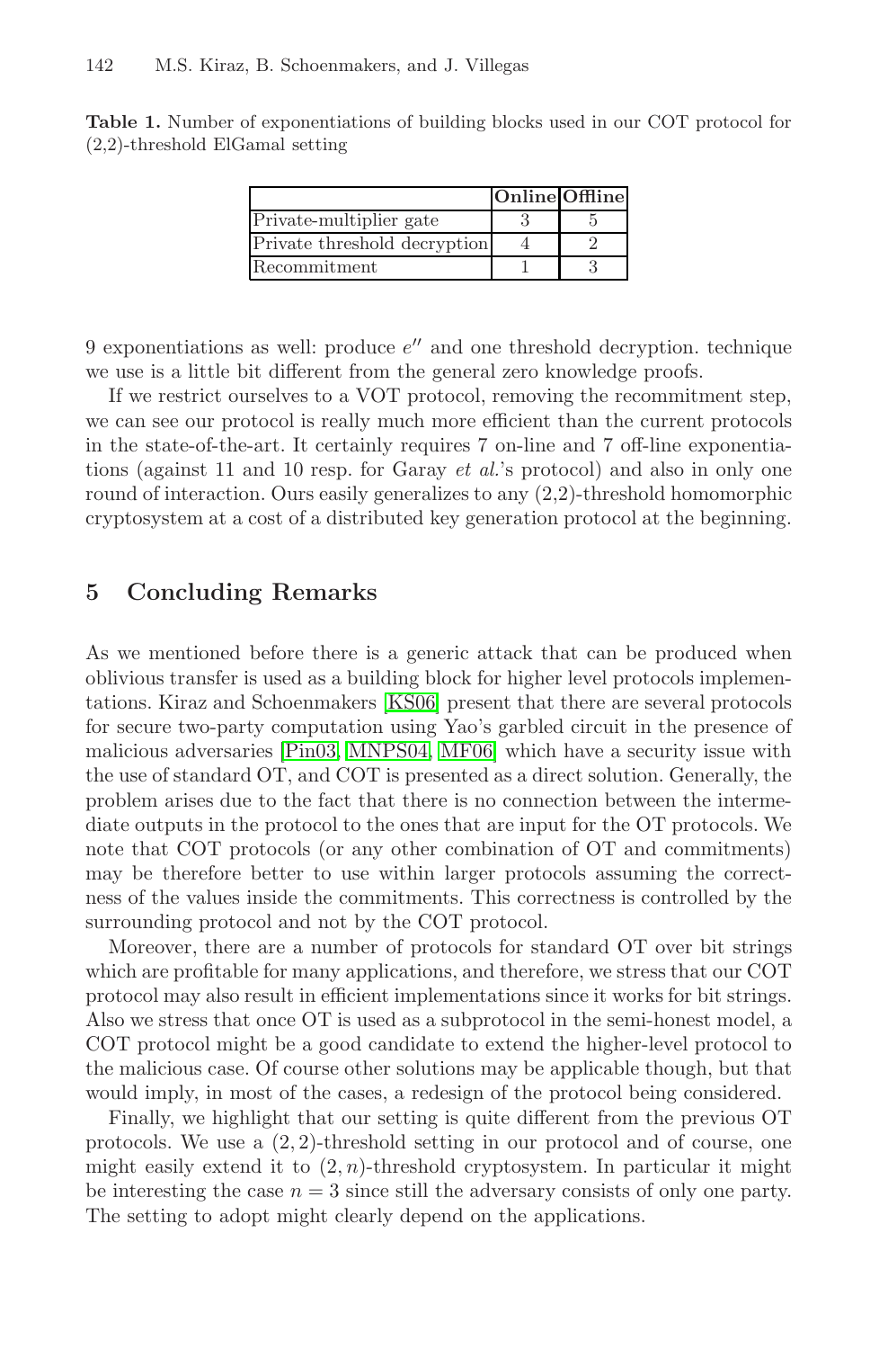**Table 1.** Number of exponentiations of building blocks used in our COT protocol for (2,2)-threshold ElGamal setting

| | Online | Offline |
|---|---|---|
| Private-multiplier gate | 3 | 5 |
| Private threshold decryption | 4 | 2 |
| Recommitment | 1 | 3 |

9 exponentiations as well: produce $e''$ and one threshold decryption. technique we use is a little bit different from the general zero knowledge proofs.

If we restrict ourselves to a VOT protocol, removing the recommitment step, we can see our protocol is really much more efficient than the current protocols in the state-of-the-art. It certainly requires 7 on-line and 7 off-line exponentiations (against 11 and 10 resp. for Garay *et al.*'s protocol) and also in only one round of interaction. Ours easily generalizes to any (2,2)-threshold homomorphic cryptosystem at a cost of a distributed key generation protocol at the beginning.

## 5 Concluding Remarks

As we mentioned before there is a generic attack that can be produced when oblivious transfer is used as a building block for higher level protocols implementations. Kiraz and Schoenmakers [KS06] present that there are several protocols for secure two-party computation using Yao's garbled circuit in the presence of malicious adversaries [Pin03, MNPS04, MF06] which have a security issue with the use of standard OT, and COT is presented as a direct solution. Generally, the problem arises due to the fact that there is no connection between the intermediate outputs in the protocol to the ones that are input for the OT protocols. We note that COT protocols (or any other combination of OT and commitments) may be therefore better to use within larger protocols assuming the correctness of the values inside the commitments. This correctness is controlled by the surrounding protocol and not by the COT protocol.

Moreover, there are a number of protocols for standard OT over bit strings which are profitable for many applications, and therefore, we stress that our COT protocol may also result in efficient implementations since it works for bit strings. Also we stress that once OT is used as a subprotocol in the semi-honest model, a COT protocol might be a good candidate to extend the higher-level protocol to the malicious case. Of course other solutions may be applicable though, but that would imply, in most of the cases, a redesign of the protocol being considered.

Finally, we highlight that our setting is quite different from the previous OT protocols. We use a $(2, 2)$-threshold setting in our protocol and of course, one might easily extend it to $(2, n)$-threshold cryptosystem. In particular it might be interesting the case $n = 3$ since still the adversary consists of only one party. The setting to adopt might clearly depend on the applications.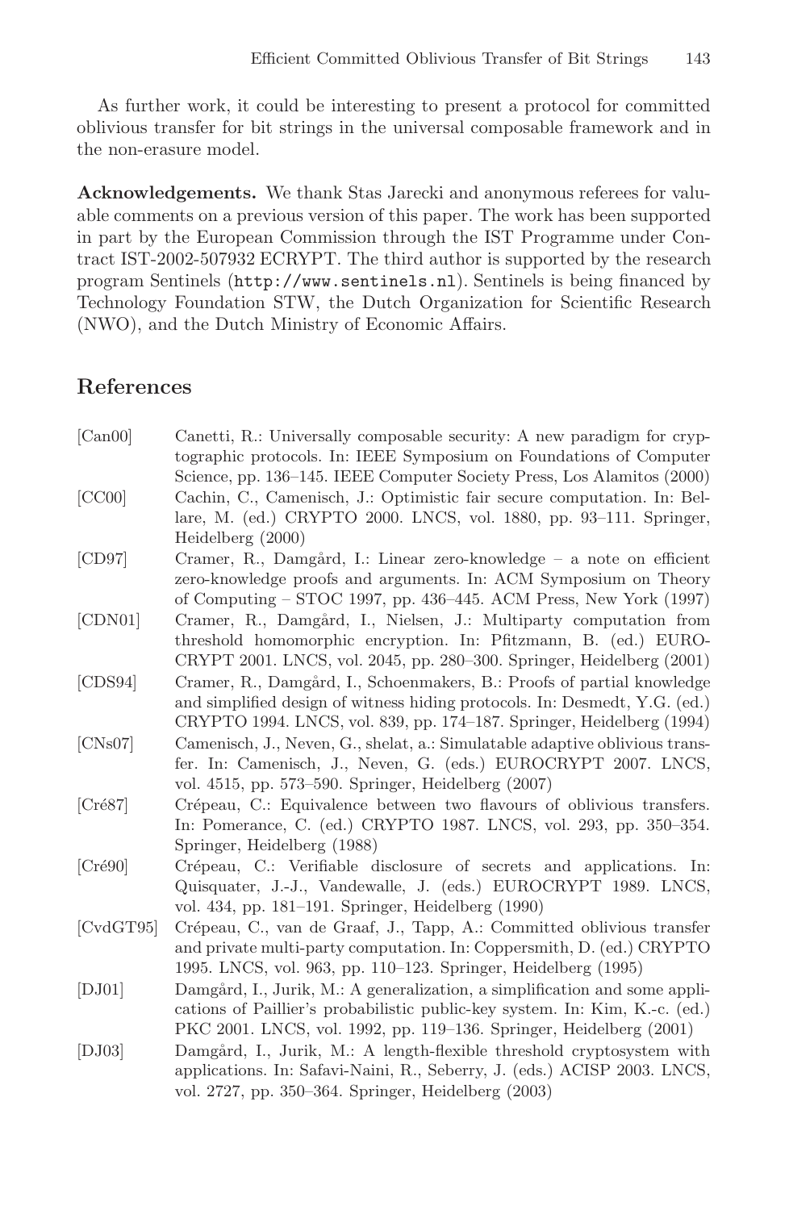As further work, it could be interesting to present a protocol for committed oblivious transfer for bit strings in the universal composable framework and in the non-erasure model.

**Acknowledgements.** We thank Stas Jarecki and anonymous referees for valuable comments on a previous version of this paper. The work has been supported in part by the European Commission through the IST Programme under Contract IST-2002-507932 ECRYPT. The third author is supported by the research program Sentinels (`http://www.sentinels.nl`). Sentinels is being financed by Technology Foundation STW, the Dutch Organization for Scientific Research (NWO), and the Dutch Ministry of Economic Affairs.

## References

[Can00] Canetti, R.: Universally composable security: A new paradigm for cryptographic protocols. In: IEEE Symposium on Foundations of Computer Science, pp. 136–145. IEEE Computer Society Press, Los Alamitos (2000)

[CC00] Cachin, C., Camenisch, J.: Optimistic fair secure computation. In: Bellare, M. (ed.) CRYPTO 2000. LNCS, vol. 1880, pp. 93–111. Springer, Heidelberg (2000)

[CD97] Cramer, R., Damgård, I.: Linear zero-knowledge – a note on efficient zero-knowledge proofs and arguments. In: ACM Symposium on Theory of Computing – STOC 1997, pp. 436–445. ACM Press, New York (1997)

[CDN01] Cramer, R., Damgård, I., Nielsen, J.: Multiparty computation from threshold homomorphic encryption. In: Pfitzmann, B. (ed.) EUROCRYPT 2001. LNCS, vol. 2045, pp. 280–300. Springer, Heidelberg (2001)

[CDS94] Cramer, R., Damgård, I., Schoenmakers, B.: Proofs of partial knowledge and simplified design of witness hiding protocols. In: Desmedt, Y.G. (ed.) CRYPTO 1994. LNCS, vol. 839, pp. 174–187. Springer, Heidelberg (1994)

[CNs07] Camenisch, J., Neven, G., shelat, a.: Simulatable adaptive oblivious transfer. In: Camenisch, J., Neven, G. (eds.) EUROCRYPT 2007. LNCS, vol. 4515, pp. 573–590. Springer, Heidelberg (2007)

[Cré87] Crépeau, C.: Equivalence between two flavours of oblivious transfers. In: Pomerance, C. (ed.) CRYPTO 1987. LNCS, vol. 293, pp. 350–354. Springer, Heidelberg (1988)

[Cré90] Crépeau, C.: Verifiable disclosure of secrets and applications. In: Quisquater, J.-J., Vandewalle, J. (eds.) EUROCRYPT 1989. LNCS, vol. 434, pp. 181–191. Springer, Heidelberg (1990)

[CvdGT95] Crépeau, C., van de Graaf, J., Tapp, A.: Committed oblivious transfer and private multi-party computation. In: Coppersmith, D. (ed.) CRYPTO 1995. LNCS, vol. 963, pp. 110–123. Springer, Heidelberg (1995)

[DJ01] Damgård, I., Jurik, M.: A generalization, a simplification and some applications of Paillier's probabilistic public-key system. In: Kim, K.-c. (ed.) PKC 2001. LNCS, vol. 1992, pp. 119–136. Springer, Heidelberg (2001)

[DJ03] Damgård, I., Jurik, M.: A length-flexible threshold cryptosystem with applications. In: Safavi-Naini, R., Seberry, J. (eds.) ACISP 2003. LNCS, vol. 2727, pp. 350–364. Springer, Heidelberg (2003)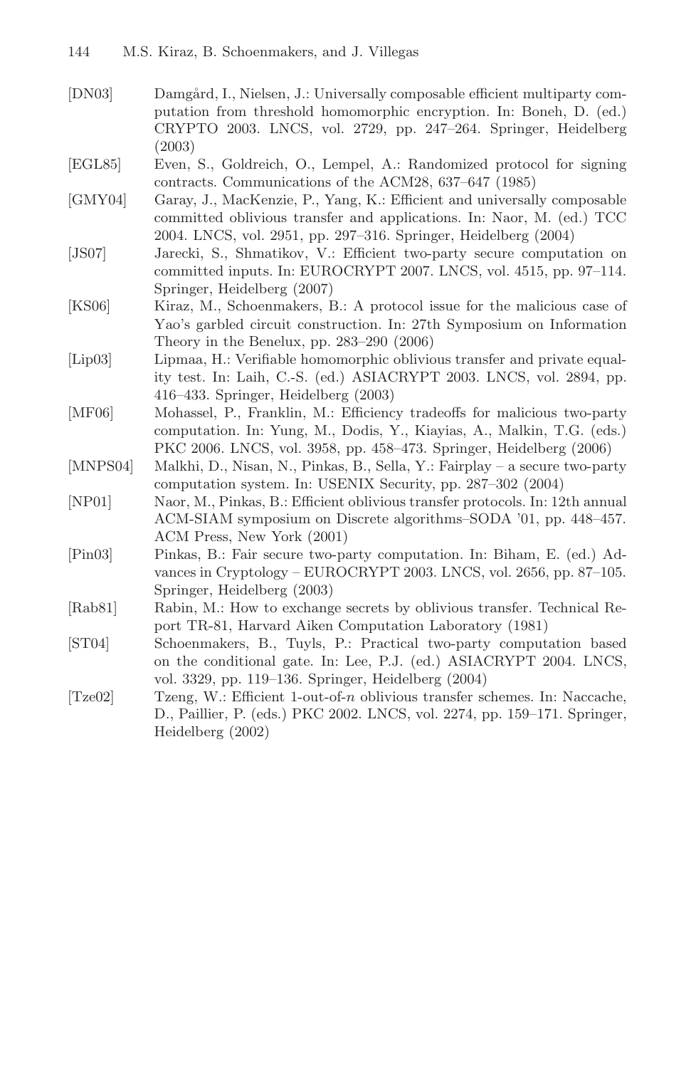[DN03] Damgård, I., Nielsen, J.: Universally composable efficient multiparty computation from threshold homomorphic encryption. In: Boneh, D. (ed.) CRYPTO 2003. LNCS, vol. 2729, pp. 247–264. Springer, Heidelberg (2003)

[EGL85] Even, S., Goldreich, O., Lempel, A.: Randomized protocol for signing contracts. Communications of the ACM28, 637–647 (1985)

[GMY04] Garay, J., MacKenzie, P., Yang, K.: Efficient and universally composable committed oblivious transfer and applications. In: Naor, M. (ed.) TCC 2004. LNCS, vol. 2951, pp. 297–316. Springer, Heidelberg (2004)

[JS07] Jarecki, S., Shmatikov, V.: Efficient two-party secure computation on committed inputs. In: EUROCRYPT 2007. LNCS, vol. 4515, pp. 97–114. Springer, Heidelberg (2007)

[KS06] Kiraz, M., Schoenmakers, B.: A protocol issue for the malicious case of Yao's garbled circuit construction. In: 27th Symposium on Information Theory in the Benelux, pp. 283–290 (2006)

[Lip03] Lipmaa, H.: Verifiable homomorphic oblivious transfer and private equality test. In: Laih, C.-S. (ed.) ASIACRYPT 2003. LNCS, vol. 2894, pp. 416–433. Springer, Heidelberg (2003)

[MF06] Mohassel, P., Franklin, M.: Efficiency tradeoffs for malicious two-party computation. In: Yung, M., Dodis, Y., Kiayias, A., Malkin, T.G. (eds.) PKC 2006. LNCS, vol. 3958, pp. 458–473. Springer, Heidelberg (2006)

[MNPS04] Malkhi, D., Nisan, N., Pinkas, B., Sella, Y.: Fairplay – a secure two-party computation system. In: USENIX Security, pp. 287–302 (2004)

[NP01] Naor, M., Pinkas, B.: Efficient oblivious transfer protocols. In: 12th annual ACM-SIAM symposium on Discrete algorithms–SODA '01, pp. 448–457. ACM Press, New York (2001)

[Pin03] Pinkas, B.: Fair secure two-party computation. In: Biham, E. (ed.) Advances in Cryptology – EUROCRYPT 2003. LNCS, vol. 2656, pp. 87–105. Springer, Heidelberg (2003)

[Rab81] Rabin, M.: How to exchange secrets by oblivious transfer. Technical Report TR-81, Harvard Aiken Computation Laboratory (1981)

[ST04] Schoenmakers, B., Tuyls, P.: Practical two-party computation based on the conditional gate. In: Lee, P.J. (ed.) ASIACRYPT 2004. LNCS, vol. 3329, pp. 119–136. Springer, Heidelberg (2004)

[Tze02] Tzeng, W.: Efficient 1-out-of-$n$ oblivious transfer schemes. In: Naccache, D., Paillier, P. (eds.) PKC 2002. LNCS, vol. 2274, pp. 159–171. Springer, Heidelberg (2002)